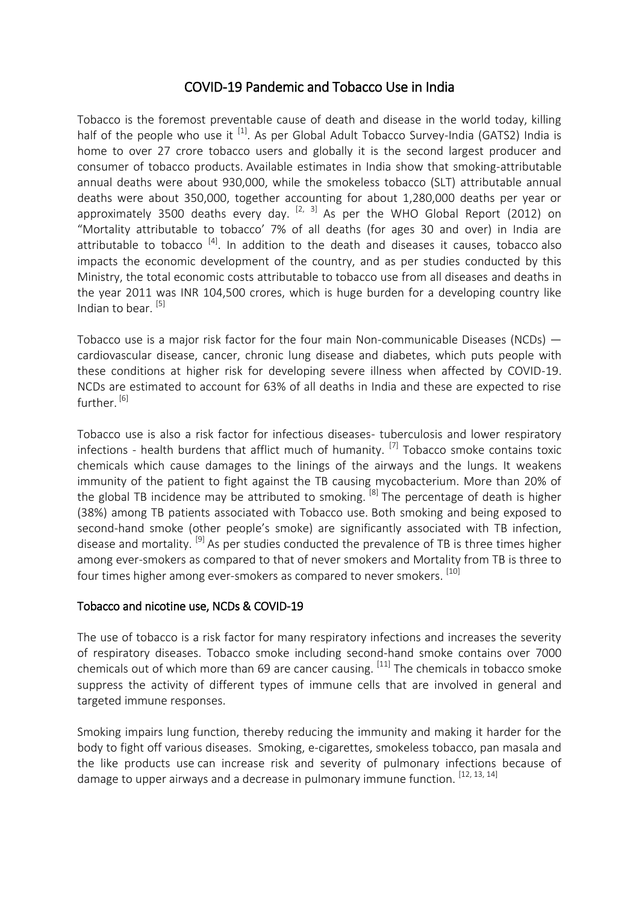# COVID-19 Pandemic and Tobacco Use in India

Tobacco is the foremost preventable cause of death and disease in the world today, killing half of the people who use it [1]. As per Global Adult Tobacco Survey-India (GATS2) India is home to over 27 crore tobacco users and globally it is the second largest producer and consumer of tobacco products. Available estimates in India show that smoking-attributable annual deaths were about 930,000, while the smokeless tobacco (SLT) attributable annual deaths were about 350,000, together accounting for about 1,280,000 deaths per year or approximately 3500 deaths every day. [2, 3] As per the WHO Global Report (2012) on "Mortality attributable to tobacco' 7% of all deaths (for ages 30 and over) in India are attributable to tobacco [4]. In addition to the death and diseases it causes, tobacco also impacts the economic development of the country, and as per studies conducted by this Ministry, the total economic costs attributable to tobacco use from all diseases and deaths in the year 2011 was INR 104,500 crores, which is huge burden for a developing country like Indian to bear. [5]

Tobacco use is a major risk factor for the four main Non-communicable Diseases (NCDs) — cardiovascular disease, cancer, chronic lung disease and diabetes, which puts people with these conditions at higher risk for developing severe illness when affected by COVID-19. NCDs are estimated to account for 63% of all deaths in India and these are expected to rise further. [6]

Tobacco use is also a risk factor for infectious diseases- tuberculosis and lower respiratory infections - health burdens that afflict much of humanity. [7] Tobacco smoke contains toxic chemicals which cause damages to the linings of the airways and the lungs. It weakens immunity of the patient to fight against the TB causing mycobacterium. More than 20% of the global TB incidence may be attributed to smoking. [8] The percentage of death is higher (38%) among TB patients associated with Tobacco use. Both smoking and being exposed to second-hand smoke (other people's smoke) are significantly associated with TB infection, disease and mortality. [9] As per studies conducted the prevalence of TB is three times higher among ever-smokers as compared to that of never smokers and Mortality from TB is three to four times higher among ever-smokers as compared to never smokers. [10]

## Tobacco and nicotine use, NCDs & COVID-19

The use of tobacco is a risk factor for many respiratory infections and increases the severity of respiratory diseases. Tobacco smoke including second-hand smoke contains over 7000 chemicals out of which more than 69 are cancer causing. [11] The chemicals in tobacco smoke suppress the activity of different types of immune cells that are involved in general and targeted immune responses.

Smoking impairs lung function, thereby reducing the immunity and making it harder for the body to fight off various diseases. Smoking, e-cigarettes, smokeless tobacco, pan masala and the like products use can increase risk and severity of pulmonary infections because of damage to upper airways and a decrease in pulmonary immune function. [12, 13, 14]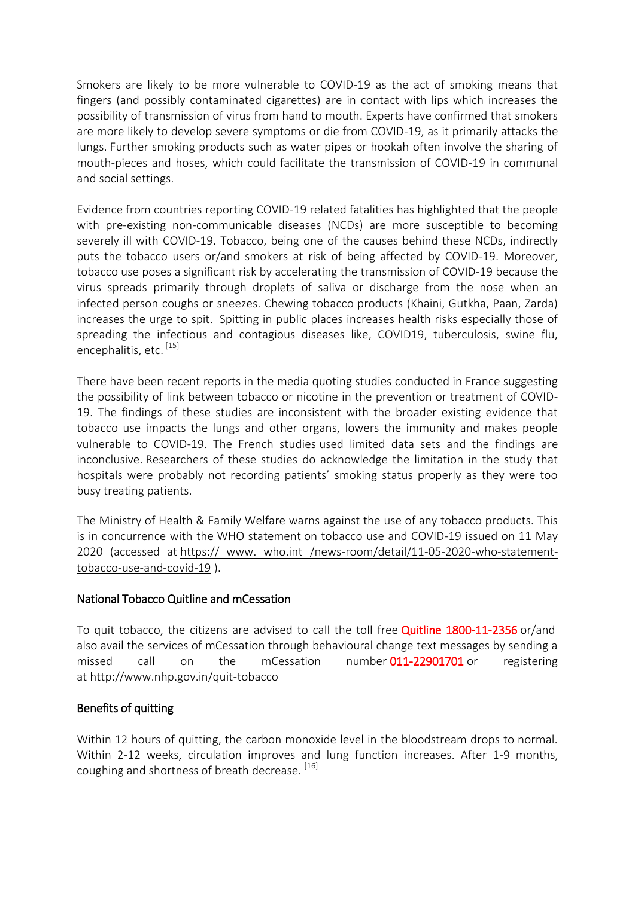Smokers are likely to be more vulnerable to COVID-19 as the act of smoking means that fingers (and possibly contaminated cigarettes) are in contact with lips which increases the possibility of transmission of virus from hand to mouth. Experts have confirmed that smokers are more likely to develop severe symptoms or die from COVID-19, as it primarily attacks the lungs. Further smoking products such as water pipes or hookah often involve the sharing of mouth-pieces and hoses, which could facilitate the transmission of COVID-19 in communal and social settings.

Evidence from countries reporting COVID-19 related fatalities has highlighted that the people with pre-existing non-communicable diseases (NCDs) are more susceptible to becoming severely ill with COVID-19. Tobacco, being one of the causes behind these NCDs, indirectly puts the tobacco users or/and smokers at risk of being affected by COVID-19. Moreover, tobacco use poses a significant risk by accelerating the transmission of COVID-19 because the virus spreads primarily through droplets of saliva or discharge from the nose when an infected person coughs or sneezes. Chewing tobacco products (Khaini, Gutkha, Paan, Zarda) increases the urge to spit. Spitting in public places increases health risks especially those of spreading the infectious and contagious diseases like, COVID19, tuberculosis, swine flu, encephalitis, etc. [15]

There have been recent reports in the media quoting studies conducted in France suggesting the possibility of link between tobacco or nicotine in the prevention or treatment of COVID-19. The findings of these studies are inconsistent with the broader existing evidence that tobacco use impacts the lungs and other organs, lowers the immunity and makes people vulnerable to COVID-19. The French studies used limited data sets and the findings are inconclusive. Researchers of these studies do acknowledge the limitation in the study that hospitals were probably not recording patients' smoking status properly as they were too busy treating patients.

The Ministry of Health & Family Welfare warns against the use of any tobacco products. This is in concurrence with the WHO statement on tobacco use and COVID-19 issued on 11 May 2020 (accessed at https:// www. who.int /news-room/detail/11-05-2020-who-statement-tobacco-use-and-covid-19 ).

## National Tobacco Quitline and mCessation

To quit tobacco, the citizens are advised to call the toll free **Quitline 1800-11-2356** or/and also avail the services of mCessation through behavioural change text messages by sending a missed call on the mCessation number **011-22901701** or registering at http://www.nhp.gov.in/quit-tobacco

## Benefits of quitting

Within 12 hours of quitting, the carbon monoxide level in the bloodstream drops to normal. Within 2-12 weeks, circulation improves and lung function increases. After 1-9 months, coughing and shortness of breath decrease. [16]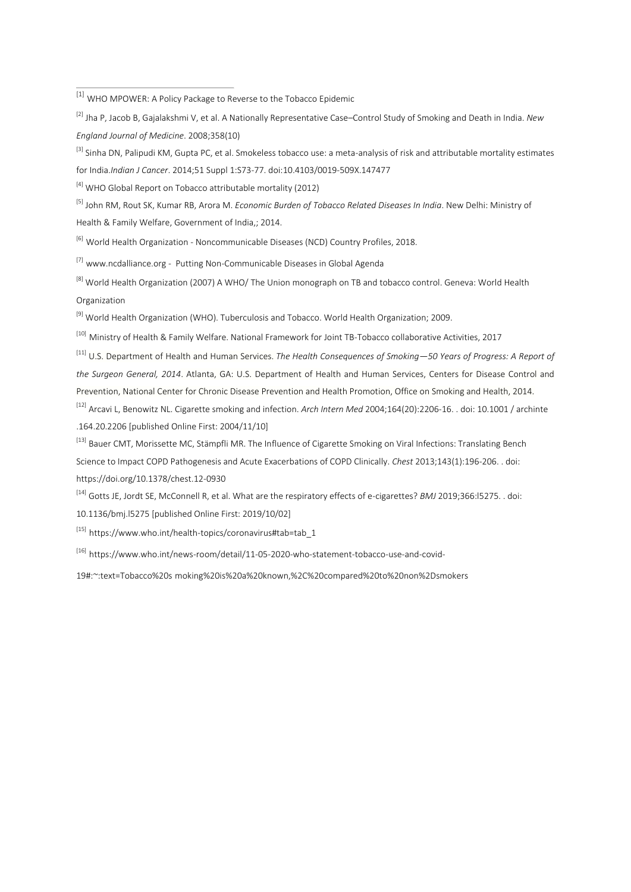[1] WHO MPOWER: A Policy Package to Reverse to the Tobacco Epidemic

[2] Jha P, Jacob B, Gajalakshmi V, et al. A Nationally Representative Case–Control Study of Smoking and Death in India. *New England Journal of Medicine*. 2008;358(10)

[3] Sinha DN, Palipudi KM, Gupta PC, et al. Smokeless tobacco use: a meta-analysis of risk and attributable mortality estimates for India.*Indian J Cancer*. 2014;51 Suppl 1:S73-77. doi:10.4103/0019-509X.147477

[4] WHO Global Report on Tobacco attributable mortality (2012)

[5] John RM, Rout SK, Kumar RB, Arora M. *Economic Burden of Tobacco Related Diseases In India*. New Delhi: Ministry of Health & Family Welfare, Government of India,; 2014.

[6] World Health Organization - Noncommunicable Diseases (NCD) Country Profiles, 2018.

[7] www.ncdalliance.org - Putting Non-Communicable Diseases in Global Agenda

[8] World Health Organization (2007) A WHO/ The Union monograph on TB and tobacco control. Geneva: World Health Organization

[9] World Health Organization (WHO). Tuberculosis and Tobacco. World Health Organization; 2009.

[10] Ministry of Health & Family Welfare. National Framework for Joint TB-Tobacco collaborative Activities, 2017

[11] U.S. Department of Health and Human Services. *The Health Consequences of Smoking—50 Years of Progress: A Report of the Surgeon General, 2014*. Atlanta, GA: U.S. Department of Health and Human Services, Centers for Disease Control and Prevention, National Center for Chronic Disease Prevention and Health Promotion, Office on Smoking and Health, 2014.

[12] Arcavi L, Benowitz NL. Cigarette smoking and infection. *Arch Intern Med* 2004;164(20):2206-16. . doi: 10.1001 / archinte .164.20.2206 [published Online First: 2004/11/10]

[13] Bauer CMT, Morissette MC, Stämpfli MR. The Influence of Cigarette Smoking on Viral Infections: Translating Bench Science to Impact COPD Pathogenesis and Acute Exacerbations of COPD Clinically. *Chest* 2013;143(1):196-206. . doi: https://doi.org/10.1378/chest.12-0930

[14] Gotts JE, Jordt SE, McConnell R, et al. What are the respiratory effects of e-cigarettes? *BMJ* 2019;366:l5275. . doi: 10.1136/bmj.l5275 [published Online First: 2019/10/02]

[15] https://www.who.int/health-topics/coronavirus#tab=tab_1

[16] https://www.who.int/news-room/detail/11-05-2020-who-statement-tobacco-use-and-covid-19#:~:text=Tobacco%20s moking%20is%20a%20known,%2C%20compared%20to%20non%2Dsmokers